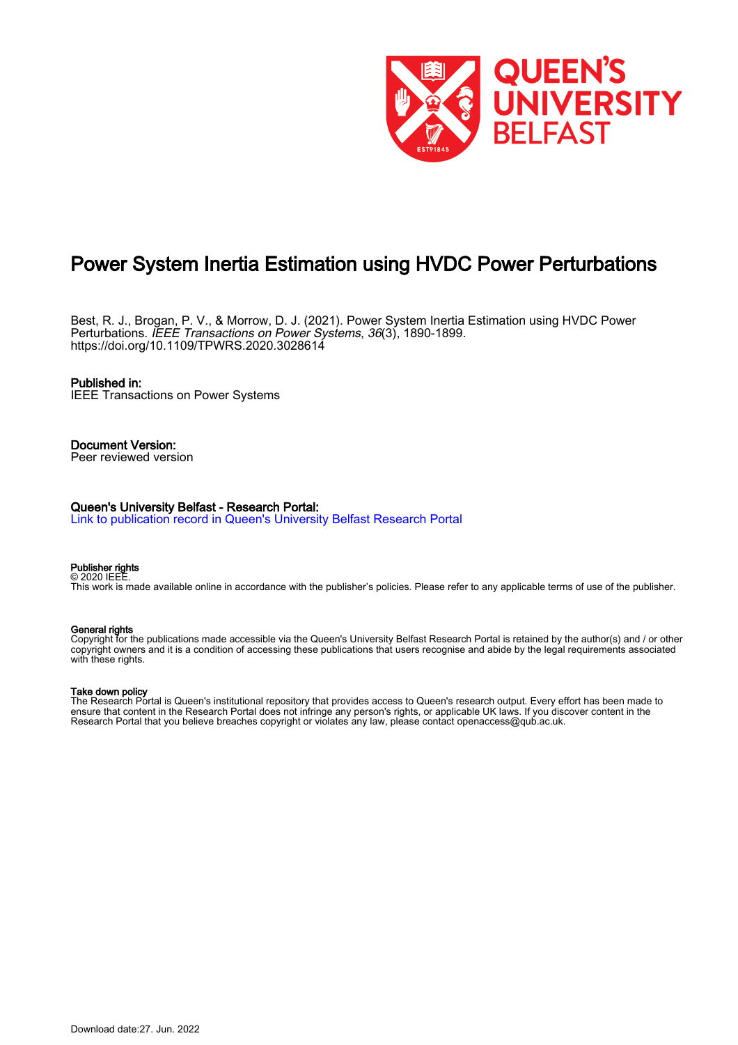# Power System Inertia Estimation using HVDC Power Perturbations

Best, R. J., Brogan, P. V., & Morrow, D. J. (2021). Power System Inertia Estimation using HVDC Power Perturbations. *IEEE Transactions on Power Systems*, *36*(3), 1890-1899. https://doi.org/10.1109/TPWRS.2020.3028614

**Published in:**
IEEE Transactions on Power Systems

**Document Version:**
Peer reviewed version

**Queen's University Belfast - Research Portal:**
Link to publication record in Queen's University Belfast Research Portal

**Publisher rights**
© 2020 IEEE.
This work is made available online in accordance with the publisher's policies. Please refer to any applicable terms of use of the publisher.

**General rights**
Copyright for the publications made accessible via the Queen's University Belfast Research Portal is retained by the author(s) and / or other copyright owners and it is a condition of accessing these publications that users recognise and abide by the legal requirements associated with these rights.

**Take down policy**
The Research Portal is Queen's institutional repository that provides access to Queen's research output. Every effort has been made to ensure that content in the Research Portal does not infringe any person's rights, or applicable UK laws. If you discover content in the Research Portal that you believe breaches copyright or violates any law, please contact openaccess@qub.ac.uk.

Download date:27. Jun. 2022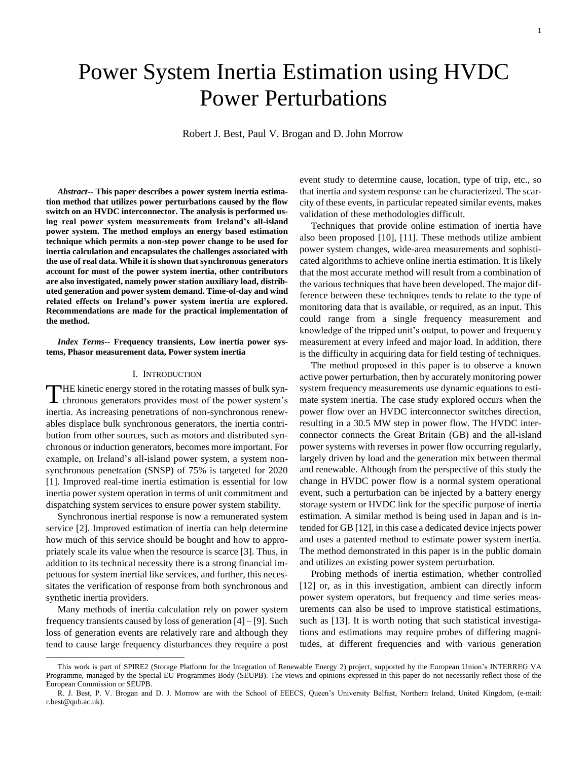# Power System Inertia Estimation using HVDC Power Perturbations

Robert J. Best, Paul V. Brogan and D. John Morrow

***Abstract*-- This paper describes a power system inertia estimation method that utilizes power perturbations caused by the flow switch on an HVDC interconnector. The analysis is performed using real power system measurements from Ireland's all-island power system. The method employs an energy based estimation technique which permits a non-step power change to be used for inertia calculation and encapsulates the challenges associated with the use of real data. While it is shown that synchronous generators account for most of the power system inertia, other contributors are also investigated, namely power station auxiliary load, distributed generation and power system demand. Time-of-day and wind related effects on Ireland's power system inertia are explored. Recommendations are made for the practical implementation of the method.**

***Index Terms*-- Frequency transients, Low inertia power systems, Phasor measurement data, Power system inertia**

## I. Introduction

THE kinetic energy stored in the rotating masses of bulk synchronous generators provides most of the power system's inertia. As increasing penetrations of non-synchronous renewables displace bulk synchronous generators, the inertia contribution from other sources, such as motors and distributed synchronous or induction generators, becomes more important. For example, on Ireland's all-island power system, a system non-synchronous penetration (SNSP) of 75% is targeted for 2020 [1]. Improved real-time inertia estimation is essential for low inertia power system operation in terms of unit commitment and dispatching system services to ensure power system stability.

Synchronous inertial response is now a remunerated system service [2]. Improved estimation of inertia can help determine how much of this service should be bought and how to appropriately scale its value when the resource is scarce [3]. Thus, in addition to its technical necessity there is a strong financial impetuous for system inertial like services, and further, this necessitates the verification of response from both synchronous and synthetic inertia providers.

Many methods of inertia calculation rely on power system frequency transients caused by loss of generation [4] – [9]. Such loss of generation events are relatively rare and although they tend to cause large frequency disturbances they require a post event study to determine cause, location, type of trip, etc., so that inertia and system response can be characterized. The scarcity of these events, in particular repeated similar events, makes validation of these methodologies difficult.

Techniques that provide online estimation of inertia have also been proposed [10], [11]. These methods utilize ambient power system changes, wide-area measurements and sophisticated algorithms to achieve online inertia estimation. It is likely that the most accurate method will result from a combination of the various techniques that have been developed. The major difference between these techniques tends to relate to the type of monitoring data that is available, or required, as an input. This could range from a single frequency measurement and knowledge of the tripped unit's output, to power and frequency measurement at every infeed and major load. In addition, there is the difficulty in acquiring data for field testing of techniques.

The method proposed in this paper is to observe a known active power perturbation, then by accurately monitoring power system frequency measurements use dynamic equations to estimate system inertia. The case study explored occurs when the power flow over an HVDC interconnector switches direction, resulting in a 30.5 MW step in power flow. The HVDC interconnector connects the Great Britain (GB) and the all-island power systems with reverses in power flow occurring regularly, largely driven by load and the generation mix between thermal and renewable. Although from the perspective of this study the change in HVDC power flow is a normal system operational event, such a perturbation can be injected by a battery energy storage system or HVDC link for the specific purpose of inertia estimation. A similar method is being used in Japan and is intended for GB [12], in this case a dedicated device injects power and uses a patented method to estimate power system inertia. The method demonstrated in this paper is in the public domain and utilizes an existing power system perturbation.

Probing methods of inertia estimation, whether controlled [12] or, as in this investigation, ambient can directly inform power system operators, but frequency and time series measurements can also be used to improve statistical estimations, such as [13]. It is worth noting that such statistical investigations and estimations may require probes of differing magnitudes, at different frequencies and with various generation

---

This work is part of SPIRE2 (Storage Platform for the Integration of Renewable Energy 2) project, supported by the European Union's INTERREG VA Programme, managed by the Special EU Programmes Body (SEUPB). The views and opinions expressed in this paper do not necessarily reflect those of the European Commission or SEUPB.

R. J. Best, P. V. Brogan and D. J. Morrow are with the School of EEECS, Queen's University Belfast, Northern Ireland, United Kingdom, (e-mail: r.best@qub.ac.uk).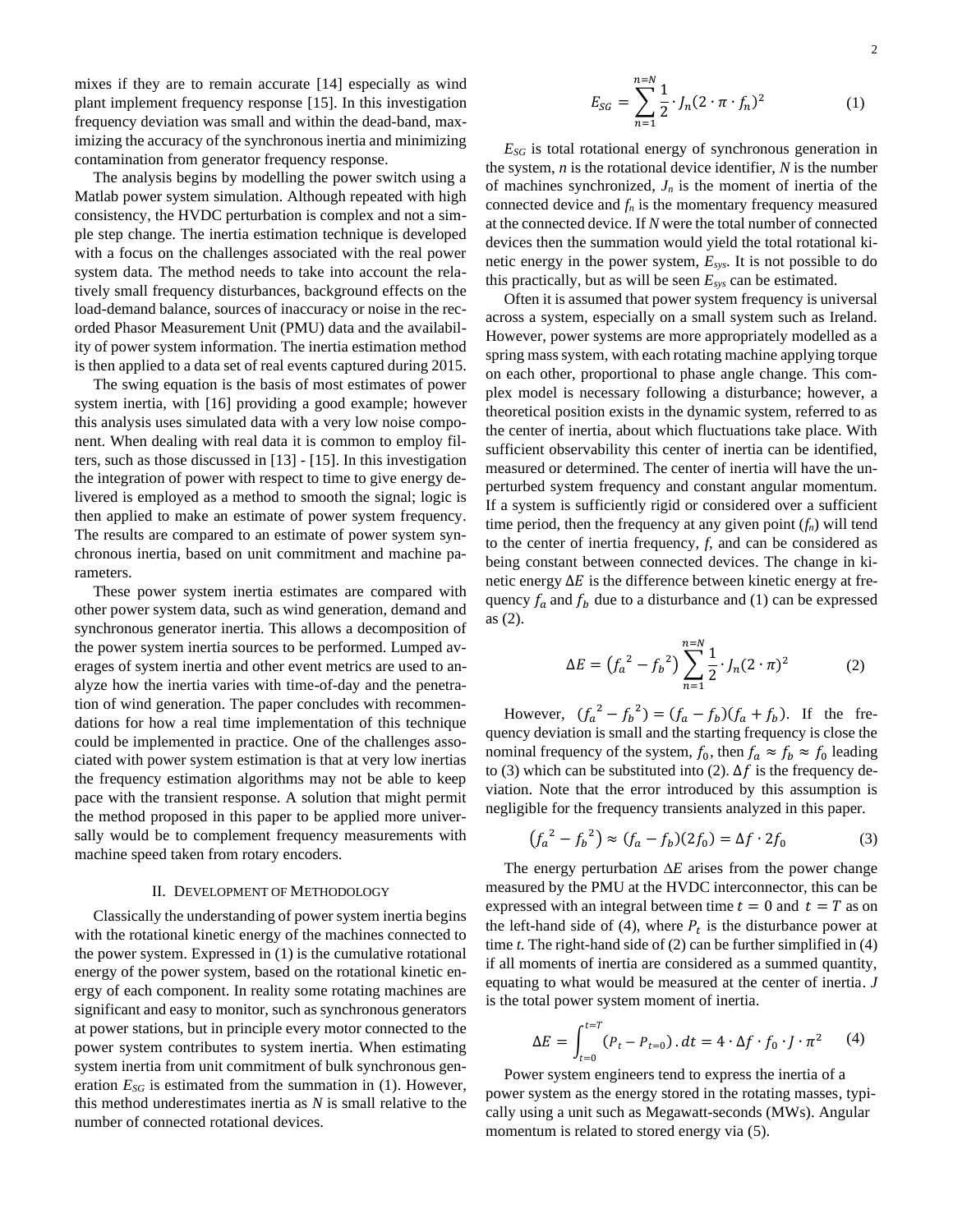mixes if they are to remain accurate [14] especially as wind plant implement frequency response [15]. In this investigation frequency deviation was small and within the dead-band, maximizing the accuracy of the synchronous inertia and minimizing contamination from generator frequency response.

The analysis begins by modelling the power switch using a Matlab power system simulation. Although repeated with high consistency, the HVDC perturbation is complex and not a simple step change. The inertia estimation technique is developed with a focus on the challenges associated with the real power system data. The method needs to take into account the relatively small frequency disturbances, background effects on the load-demand balance, sources of inaccuracy or noise in the recorded Phasor Measurement Unit (PMU) data and the availability of power system information. The inertia estimation method is then applied to a data set of real events captured during 2015.

The swing equation is the basis of most estimates of power system inertia, with [16] providing a good example; however this analysis uses simulated data with a very low noise component. When dealing with real data it is common to employ filters, such as those discussed in [13] - [15]. In this investigation the integration of power with respect to time to give energy delivered is employed as a method to smooth the signal; logic is then applied to make an estimate of power system frequency. The results are compared to an estimate of power system synchronous inertia, based on unit commitment and machine parameters.

These power system inertia estimates are compared with other power system data, such as wind generation, demand and synchronous generator inertia. This allows a decomposition of the power system inertia sources to be performed. Lumped averages of system inertia and other event metrics are used to analyze how the inertia varies with time-of-day and the penetration of wind generation. The paper concludes with recommendations for how a real time implementation of this technique could be implemented in practice. One of the challenges associated with power system estimation is that at very low inertias the frequency estimation algorithms may not be able to keep pace with the transient response. A solution that might permit the method proposed in this paper to be applied more universally would be to complement frequency measurements with machine speed taken from rotary encoders.

## II. Development of Methodology

Classically the understanding of power system inertia begins with the rotational kinetic energy of the machines connected to the power system. Expressed in (1) is the cumulative rotational energy of the power system, based on the rotational kinetic energy of each component. In reality some rotating machines are significant and easy to monitor, such as synchronous generators at power stations, but in principle every motor connected to the power system contributes to system inertia. When estimating system inertia from unit commitment of bulk synchronous generation $E_{SG}$ is estimated from the summation in (1). However, this method underestimates inertia as $N$ is small relative to the number of connected rotational devices.

$$E_{SG} = \sum_{n=1}^{n=N} \frac{1}{2} \cdot J_n (2 \cdot \pi \cdot f_n)^2 \tag{1}$$

$E_{SG}$ is total rotational energy of synchronous generation in the system, $n$ is the rotational device identifier, $N$ is the number of machines synchronized, $J_n$ is the moment of inertia of the connected device and $f_n$ is the momentary frequency measured at the connected device. If $N$ were the total number of connected devices then the summation would yield the total rotational kinetic energy in the power system, $E_{sys}$. It is not possible to do this practically, but as will be seen $E_{sys}$ can be estimated.

Often it is assumed that power system frequency is universal across a system, especially on a small system such as Ireland. However, power systems are more appropriately modelled as a spring mass system, with each rotating machine applying torque on each other, proportional to phase angle change. This complex model is necessary following a disturbance; however, a theoretical position exists in the dynamic system, referred to as the center of inertia, about which fluctuations take place. With sufficient observability this center of inertia can be identified, measured or determined. The center of inertia will have the unperturbed system frequency and constant angular momentum. If a system is sufficiently rigid or considered over a sufficient time period, then the frequency at any given point ($f_n$) will tend to the center of inertia frequency, $f$, and can be considered as being constant between connected devices. The change in kinetic energy $\Delta E$ is the difference between kinetic energy at frequency $f_a$ and $f_b$ due to a disturbance and (1) can be expressed as (2).

$$\Delta E = \left({f_a}^2 - {f_b}^2\right) \sum_{n=1}^{n=N} \frac{1}{2} \cdot J_n (2 \cdot \pi)^2 \tag{2}$$

However, $\left({f_a}^2 - {f_b}^2\right) = (f_a - f_b)(f_a + f_b)$. If the frequency deviation is small and the starting frequency is close the nominal frequency of the system, $f_0$, then $f_a \approx f_b \approx f_0$ leading to (3) which can be substituted into (2). $\Delta f$ is the frequency deviation. Note that the error introduced by this assumption is negligible for the frequency transients analyzed in this paper.

$$\left({f_a}^2 - {f_b}^2\right) \approx (f_a - f_b)(2f_0) = \Delta f \cdot 2f_0 \tag{3}$$

The energy perturbation $\Delta E$ arises from the power change measured by the PMU at the HVDC interconnector, this can be expressed with an integral between time $t = 0$ and $t = T$ as on the left-hand side of (4), where $P_t$ is the disturbance power at time $t$. The right-hand side of (2) can be further simplified in (4) if all moments of inertia are considered as a summed quantity, equating to what would be measured at the center of inertia. $J$ is the total power system moment of inertia.

$$\Delta E = \int_{t=0}^{t=T} (P_t - P_{t=0})\,.dt = 4 \cdot \Delta f \cdot f_0 \cdot J \cdot \pi^2 \tag{4}$$

Power system engineers tend to express the inertia of a power system as the energy stored in the rotating masses, typically using a unit such as Megawatt-seconds (MWs). Angular momentum is related to stored energy via (5).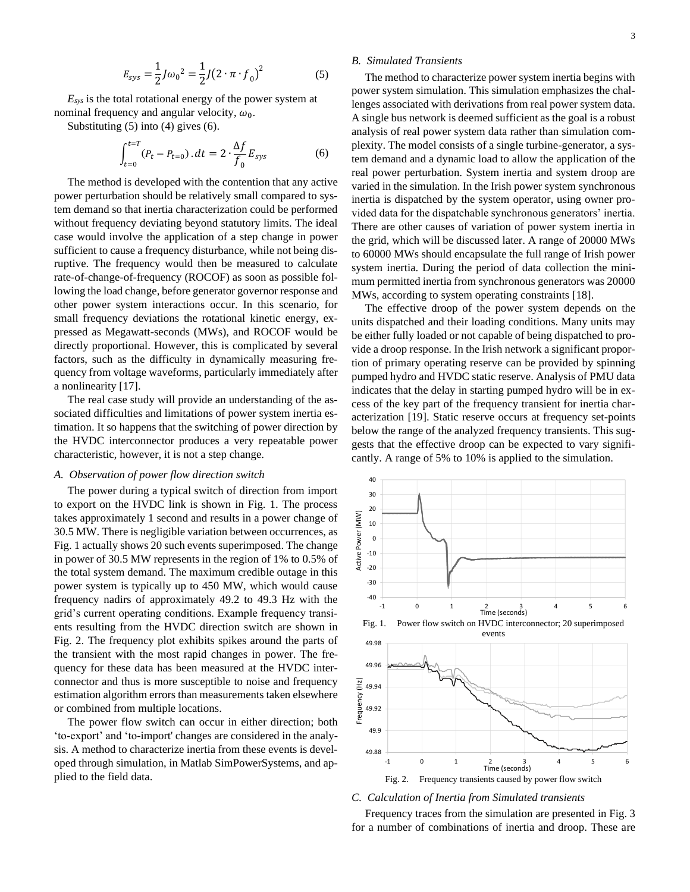$$E_{sys} = \frac{1}{2}J\omega_0{}^2 = \frac{1}{2}J(2 \cdot \pi \cdot f_0)^2 \quad (5)$$

$E_{sys}$ is the total rotational energy of the power system at nominal frequency and angular velocity, $\omega_0$.

Substituting (5) into (4) gives (6).

$$\int_{t=0}^{t=T} (P_t - P_{t=0}).dt = 2 \cdot \frac{\Delta f}{f_0} E_{sys} \quad (6)$$

The method is developed with the contention that any active power perturbation should be relatively small compared to system demand so that inertia characterization could be performed without frequency deviating beyond statutory limits. The ideal case would involve the application of a step change in power sufficient to cause a frequency disturbance, while not being disruptive. The frequency would then be measured to calculate rate-of-change-of-frequency (ROCOF) as soon as possible following the load change, before generator governor response and other power system interactions occur. In this scenario, for small frequency deviations the rotational kinetic energy, expressed as Megawatt-seconds (MWs), and ROCOF would be directly proportional. However, this is complicated by several factors, such as the difficulty in dynamically measuring frequency from voltage waveforms, particularly immediately after a nonlinearity [17].

The real case study will provide an understanding of the associated difficulties and limitations of power system inertia estimation. It so happens that the switching of power direction by the HVDC interconnector produces a very repeatable power characteristic, however, it is not a step change.

### *A. Observation of power flow direction switch*

The power during a typical switch of direction from import to export on the HVDC link is shown in Fig. 1. The process takes approximately 1 second and results in a power change of 30.5 MW. There is negligible variation between occurrences, as Fig. 1 actually shows 20 such events superimposed. The change in power of 30.5 MW represents in the region of 1% to 0.5% of the total system demand. The maximum credible outage in this power system is typically up to 450 MW, which would cause frequency nadirs of approximately 49.2 to 49.3 Hz with the grid's current operating conditions. Example frequency transients resulting from the HVDC direction switch are shown in Fig. 2. The frequency plot exhibits spikes around the parts of the transient with the most rapid changes in power. The frequency for these data has been measured at the HVDC interconnector and thus is more susceptible to noise and frequency estimation algorithm errors than measurements taken elsewhere or combined from multiple locations.

The power flow switch can occur in either direction; both 'to-export' and 'to-import' changes are considered in the analysis. A method to characterize inertia from these events is developed through simulation, in Matlab SimPowerSystems, and applied to the field data.

### *B. Simulated Transients*

The method to characterize power system inertia begins with power system simulation. This simulation emphasizes the challenges associated with derivations from real power system data. A single bus network is deemed sufficient as the goal is a robust analysis of real power system data rather than simulation complexity. The model consists of a single turbine-generator, a system demand and a dynamic load to allow the application of the real power perturbation. System inertia and system droop are varied in the simulation. In the Irish power system synchronous inertia is dispatched by the system operator, using owner provided data for the dispatchable synchronous generators' inertia. There are other causes of variation of power system inertia in the grid, which will be discussed later. A range of 20000 MWs to 60000 MWs should encapsulate the full range of Irish power system inertia. During the period of data collection the minimum permitted inertia from synchronous generators was 20000 MWs, according to system operating constraints [18].

The effective droop of the power system depends on the units dispatched and their loading conditions. Many units may be either fully loaded or not capable of being dispatched to provide a droop response. In the Irish network a significant proportion of primary operating reserve can be provided by spinning pumped hydro and HVDC static reserve. Analysis of PMU data indicates that the delay in starting pumped hydro will be in excess of the key part of the frequency transient for inertia characterization [19]. Static reserve occurs at frequency set-points below the range of the analyzed frequency transients. This suggests that the effective droop can be expected to vary significantly. A range of 5% to 10% is applied to the simulation.

Fig. 1. Power flow switch on HVDC interconnector; 20 superimposed events

Fig. 2. Frequency transients caused by power flow switch

### *C. Calculation of Inertia from Simulated transients*

Frequency traces from the simulation are presented in Fig. 3 for a number of combinations of inertia and droop. These are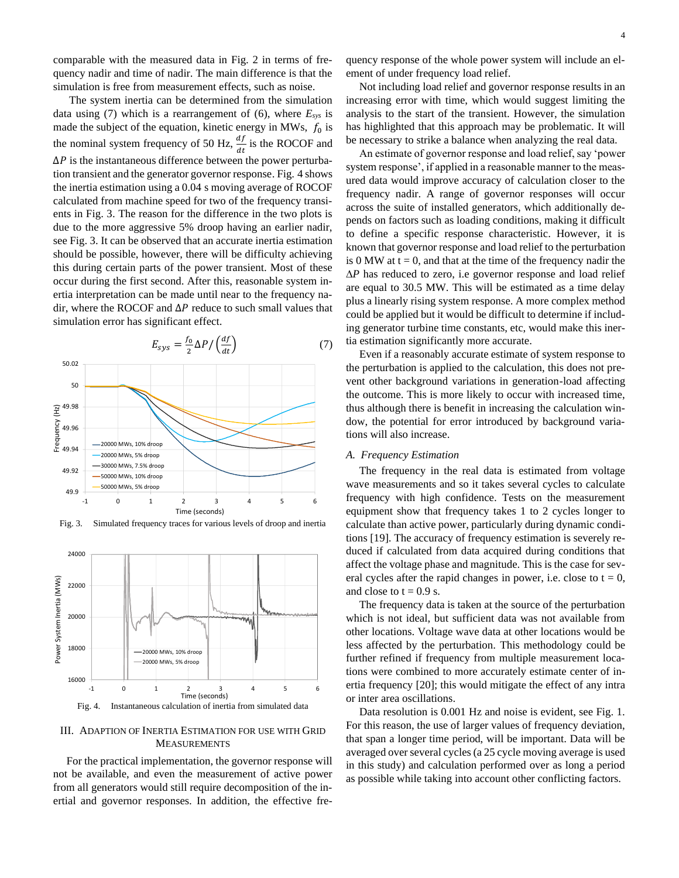comparable with the measured data in Fig. 2 in terms of frequency nadir and time of nadir. The main difference is that the simulation is free from measurement effects, such as noise.

The system inertia can be determined from the simulation data using (7) which is a rearrangement of (6), where $E_{sys}$ is made the subject of the equation, kinetic energy in MWs, $f_0$ is the nominal system frequency of 50 Hz, $\frac{df}{dt}$ is the ROCOF and $\Delta P$ is the instantaneous difference between the power perturbation transient and the generator governor response. Fig. 4 shows the inertia estimation using a 0.04 s moving average of ROCOF calculated from machine speed for two of the frequency transients in Fig. 3. The reason for the difference in the two plots is due to the more aggressive 5% droop having an earlier nadir, see Fig. 3. It can be observed that an accurate inertia estimation should be possible, however, there will be difficulty achieving this during certain parts of the power transient. Most of these occur during the first second. After this, reasonable system inertia interpretation can be made until near to the frequency nadir, where the ROCOF and $\Delta P$ reduce to such small values that simulation error has significant effect.

$$E_{sys} = \frac{f_0}{2}\Delta P / \left(\frac{df}{dt}\right) \tag{7}$$

Fig. 3. Simulated frequency traces for various levels of droop and inertia

Fig. 4. Instantaneous calculation of inertia from simulated data

## III. Adaption of Inertia Estimation for Use with Grid Measurements

For the practical implementation, the governor response will not be available, and even the measurement of active power from all generators would still require decomposition of the inertial and governor responses. In addition, the effective frequency response of the whole power system will include an element of under frequency load relief.

Not including load relief and governor response results in an increasing error with time, which would suggest limiting the analysis to the start of the transient. However, the simulation has highlighted that this approach may be problematic. It will be necessary to strike a balance when analyzing the real data.

An estimate of governor response and load relief, say 'power system response', if applied in a reasonable manner to the measured data would improve accuracy of calculation closer to the frequency nadir. A range of governor responses will occur across the suite of installed generators, which additionally depends on factors such as loading conditions, making it difficult to define a specific response characteristic. However, it is known that governor response and load relief to the perturbation is 0 MW at t = 0, and that at the time of the frequency nadir the $\Delta P$ has reduced to zero, i.e governor response and load relief are equal to 30.5 MW. This will be estimated as a time delay plus a linearly rising system response. A more complex method could be applied but it would be difficult to determine if including generator turbine time constants, etc, would make this inertia estimation significantly more accurate.

Even if a reasonably accurate estimate of system response to the perturbation is applied to the calculation, this does not prevent other background variations in generation-load affecting the outcome. This is more likely to occur with increased time, thus although there is benefit in increasing the calculation window, the potential for error introduced by background variations will also increase.

### *A. Frequency Estimation*

The frequency in the real data is estimated from voltage wave measurements and so it takes several cycles to calculate frequency with high confidence. Tests on the measurement equipment show that frequency takes 1 to 2 cycles longer to calculate than active power, particularly during dynamic conditions [19]. The accuracy of frequency estimation is severely reduced if calculated from data acquired during conditions that affect the voltage phase and magnitude. This is the case for several cycles after the rapid changes in power, i.e. close to t = 0, and close to t = 0.9 s.

The frequency data is taken at the source of the perturbation which is not ideal, but sufficient data was not available from other locations. Voltage wave data at other locations would be less affected by the perturbation. This methodology could be further refined if frequency from multiple measurement locations were combined to more accurately estimate center of inertia frequency [20]; this would mitigate the effect of any intra or inter area oscillations.

Data resolution is 0.001 Hz and noise is evident, see Fig. 1. For this reason, the use of larger values of frequency deviation, that span a longer time period, will be important. Data will be averaged over several cycles (a 25 cycle moving average is used in this study) and calculation performed over as long a period as possible while taking into account other conflicting factors.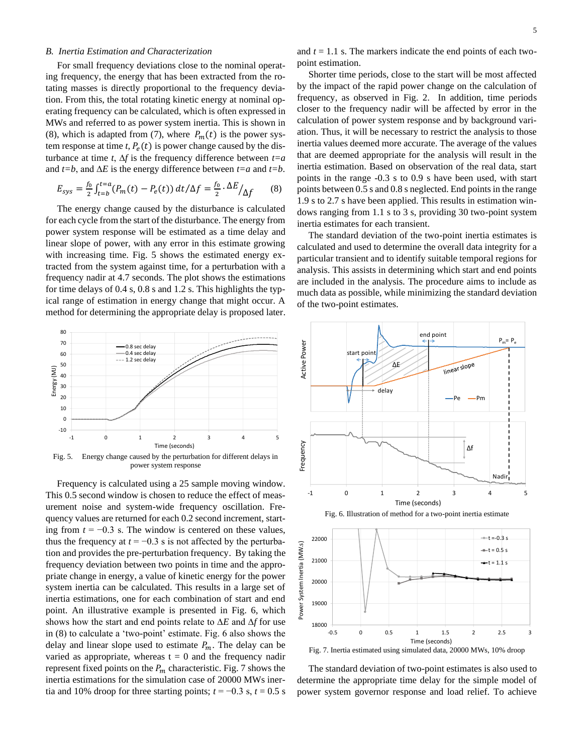### B. Inertia Estimation and Characterization

For small frequency deviations close to the nominal operating frequency, the energy that has been extracted from the rotating masses is directly proportional to the frequency deviation. From this, the total rotating kinetic energy at nominal operating frequency can be calculated, which is often expressed in MWs and referred to as power system inertia. This is shown in (8), which is adapted from (7), where $P_m(t)$ is the power system response at time $t$, $P_e(t)$ is power change caused by the disturbance at time $t$, $\Delta f$ is the frequency difference between $t=a$ and $t=b$, and $\Delta E$ is the energy difference between $t=a$ and $t=b$.

$$E_{sys} = \frac{f_0}{2}\int_{t=b}^{t=a}(P_m(t) - P_e(t))\,dt/\Delta f = \frac{f_0}{2}.\Delta E/_{\Delta f} \qquad (8)$$

The energy change caused by the disturbance is calculated for each cycle from the start of the disturbance. The energy from power system response will be estimated as a time delay and linear slope of power, with any error in this estimate growing with increasing time. Fig. 5 shows the estimated energy extracted from the system against time, for a perturbation with a frequency nadir at 4.7 seconds. The plot shows the estimations for time delays of 0.4 s, 0.8 s and 1.2 s. This highlights the typical range of estimation in energy change that might occur. A method for determining the appropriate delay is proposed later.

Fig. 5. Energy change caused by the perturbation for different delays in power system response

Frequency is calculated using a 25 sample moving window. This 0.5 second window is chosen to reduce the effect of measurement noise and system-wide frequency oscillation. Frequency values are returned for each 0.2 second increment, starting from $t = -0.3$ s. The window is centered on these values, thus the frequency at $t = -0.3$ s is not affected by the perturbation and provides the pre-perturbation frequency. By taking the frequency deviation between two points in time and the appropriate change in energy, a value of kinetic energy for the power system inertia can be calculated. This results in a large set of inertia estimations, one for each combination of start and end point. An illustrative example is presented in Fig. 6, which shows how the start and end points relate to $\Delta E$ and $\Delta f$ for use in (8) to calculate a 'two-point' estimate. Fig. 6 also shows the delay and linear slope used to estimate $P_m$. The delay can be varied as appropriate, whereas t = 0 and the frequency nadir represent fixed points on the $P_m$ characteristic. Fig. 7 shows the inertia estimations for the simulation case of 20000 MWs inertia and 10% droop for three starting points; $t = -0.3$ s, $t = 0.5$ s and $t = 1.1$ s. The markers indicate the end points of each two-point estimation.

Shorter time periods, close to the start will be most affected by the impact of the rapid power change on the calculation of frequency, as observed in Fig. 2. In addition, time periods closer to the frequency nadir will be affected by error in the calculation of power system response and by background variation. Thus, it will be necessary to restrict the analysis to those inertia values deemed more accurate. The average of the values that are deemed appropriate for the analysis will result in the inertia estimation. Based on observation of the real data, start points in the range -0.3 s to 0.9 s have been used, with start points between 0.5 s and 0.8 s neglected. End points in the range 1.9 s to 2.7 s have been applied. This results in estimation windows ranging from 1.1 s to 3 s, providing 30 two-point system inertia estimates for each transient.

The standard deviation of the two-point inertia estimates is calculated and used to determine the overall data integrity for a particular transient and to identify suitable temporal regions for analysis. This assists in determining which start and end points are included in the analysis. The procedure aims to include as much data as possible, while minimizing the standard deviation of the two-point estimates.

Fig. 6. Illustration of method for a two-point inertia estimate

Fig. 7. Inertia estimated using simulated data, 20000 MWs, 10% droop

The standard deviation of two-point estimates is also used to determine the appropriate time delay for the simple model of power system governor response and load relief. To achieve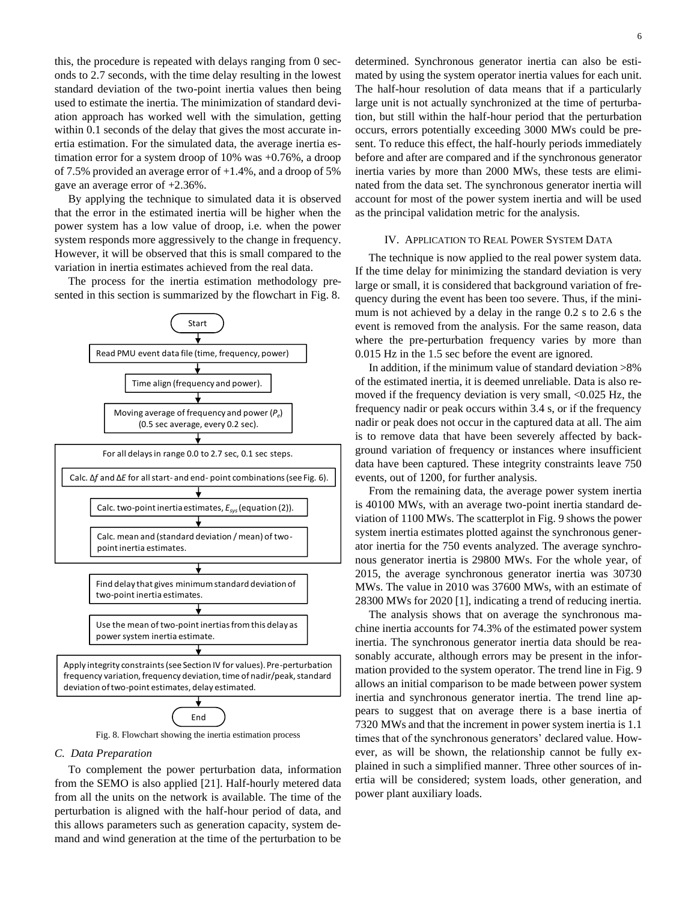this, the procedure is repeated with delays ranging from 0 seconds to 2.7 seconds, with the time delay resulting in the lowest standard deviation of the two-point inertia values then being used to estimate the inertia. The minimization of standard deviation approach has worked well with the simulation, getting within 0.1 seconds of the delay that gives the most accurate inertia estimation. For the simulated data, the average inertia estimation error for a system droop of 10% was +0.76%, a droop of 7.5% provided an average error of +1.4%, and a droop of 5% gave an average error of +2.36%.

By applying the technique to simulated data it is observed that the error in the estimated inertia will be higher when the power system has a low value of droop, i.e. when the power system responds more aggressively to the change in frequency. However, it will be observed that this is small compared to the variation in inertia estimates achieved from the real data.

The process for the inertia estimation methodology presented in this section is summarized by the flowchart in Fig. 8.

Start

Read PMU event data file (time, frequency, power)

Time align (frequency and power).

Moving average of frequency and power ($P_e$) (0.5 sec average, every 0.2 sec).

For all delays in range 0.0 to 2.7 sec, 0.1 sec steps.

Calc. $\Delta f$ and $\Delta E$ for all start- and end- point combinations (see Fig. 6).

Calc. two-point inertia estimates, $E_{sys}$ (equation (2)).

Calc. mean and (standard deviation / mean) of two-point inertia estimates.

Find delay that gives minimum standard deviation of two-point inertia estimates.

Use the mean of two-point inertias from this delay as power system inertia estimate.

Apply integrity constraints (see Section IV for values). Pre-perturbation frequency variation, frequency deviation, time of nadir/peak, standard deviation of two-point estimates, delay estimated.

End

Fig. 8. Flowchart showing the inertia estimation process

### C. Data Preparation

To complement the power perturbation data, information from the SEMO is also applied [21]. Half-hourly metered data from all the units on the network is available. The time of the perturbation is aligned with the half-hour period of data, and this allows parameters such as generation capacity, system demand and wind generation at the time of the perturbation to be determined. Synchronous generator inertia can also be estimated by using the system operator inertia values for each unit. The half-hour resolution of data means that if a particularly large unit is not actually synchronized at the time of perturbation, but still within the half-hour period that the perturbation occurs, errors potentially exceeding 3000 MWs could be present. To reduce this effect, the half-hourly periods immediately before and after are compared and if the synchronous generator inertia varies by more than 2000 MWs, these tests are eliminated from the data set. The synchronous generator inertia will account for most of the power system inertia and will be used as the principal validation metric for the analysis.

## IV. Application to Real Power System Data

The technique is now applied to the real power system data. If the time delay for minimizing the standard deviation is very large or small, it is considered that background variation of frequency during the event has been too severe. Thus, if the minimum is not achieved by a delay in the range 0.2 s to 2.6 s the event is removed from the analysis. For the same reason, data where the pre-perturbation frequency varies by more than 0.015 Hz in the 1.5 sec before the event are ignored.

In addition, if the minimum value of standard deviation >8% of the estimated inertia, it is deemed unreliable. Data is also removed if the frequency deviation is very small, <0.025 Hz, the frequency nadir or peak occurs within 3.4 s, or if the frequency nadir or peak does not occur in the captured data at all. The aim is to remove data that have been severely affected by background variation of frequency or instances where insufficient data have been captured. These integrity constraints leave 750 events, out of 1200, for further analysis.

From the remaining data, the average power system inertia is 40100 MWs, with an average two-point inertia standard deviation of 1100 MWs. The scatterplot in Fig. 9 shows the power system inertia estimates plotted against the synchronous generator inertia for the 750 events analyzed. The average synchronous generator inertia is 29800 MWs. For the whole year, of 2015, the average synchronous generator inertia was 30730 MWs. The value in 2010 was 37600 MWs, with an estimate of 28300 MWs for 2020 [1], indicating a trend of reducing inertia.

The analysis shows that on average the synchronous machine inertia accounts for 74.3% of the estimated power system inertia. The synchronous generator inertia data should be reasonably accurate, although errors may be present in the information provided to the system operator. The trend line in Fig. 9 allows an initial comparison to be made between power system inertia and synchronous generator inertia. The trend line appears to suggest that on average there is a base inertia of 7320 MWs and that the increment in power system inertia is 1.1 times that of the synchronous generators' declared value. However, as will be shown, the relationship cannot be fully explained in such a simplified manner. Three other sources of inertia will be considered; system loads, other generation, and power plant auxiliary loads.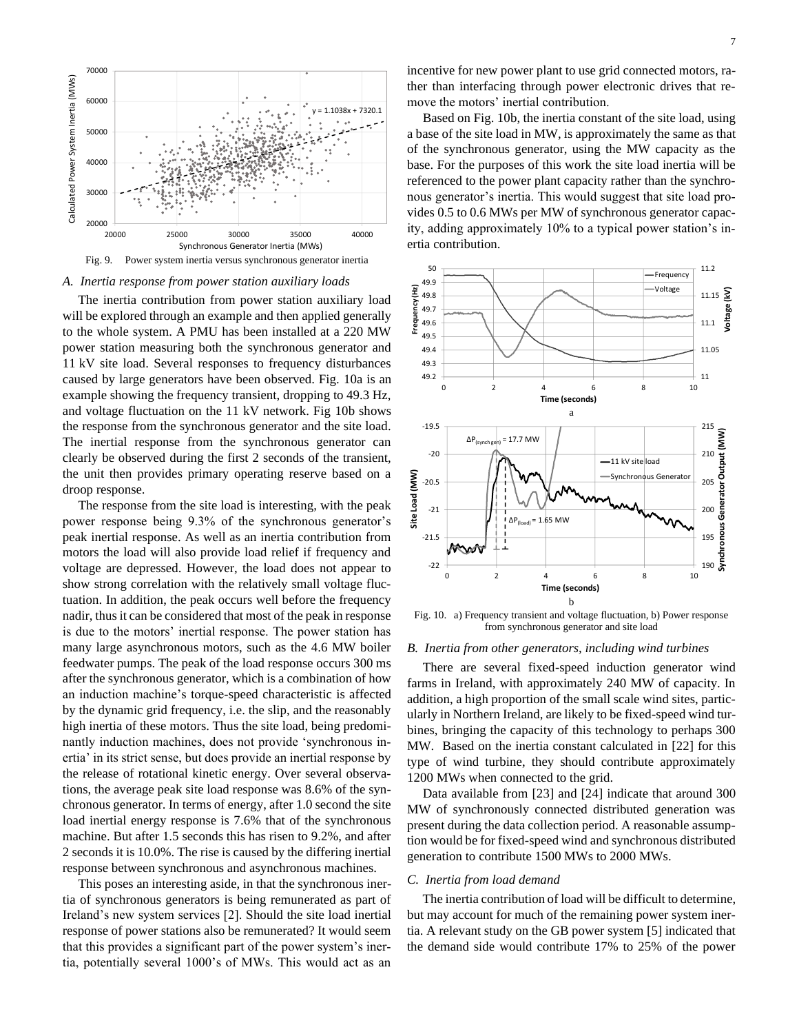Fig. 9. Power system inertia versus synchronous generator inertia

### A. Inertia response from power station auxiliary loads

The inertia contribution from power station auxiliary load will be explored through an example and then applied generally to the whole system. A PMU has been installed at a 220 MW power station measuring both the synchronous generator and 11 kV site load. Several responses to frequency disturbances caused by large generators have been observed. Fig. 10a is an example showing the frequency transient, dropping to 49.3 Hz, and voltage fluctuation on the 11 kV network. Fig 10b shows the response from the synchronous generator and the site load. The inertial response from the synchronous generator can clearly be observed during the first 2 seconds of the transient, the unit then provides primary operating reserve based on a droop response.

The response from the site load is interesting, with the peak power response being 9.3% of the synchronous generator's peak inertial response. As well as an inertia contribution from motors the load will also provide load relief if frequency and voltage are depressed. However, the load does not appear to show strong correlation with the relatively small voltage fluctuation. In addition, the peak occurs well before the frequency nadir, thus it can be considered that most of the peak in response is due to the motors' inertial response. The power station has many large asynchronous motors, such as the 4.6 MW boiler feedwater pumps. The peak of the load response occurs 300 ms after the synchronous generator, which is a combination of how an induction machine's torque-speed characteristic is affected by the dynamic grid frequency, i.e. the slip, and the reasonably high inertia of these motors. Thus the site load, being predominantly induction machines, does not provide 'synchronous inertia' in its strict sense, but does provide an inertial response by the release of rotational kinetic energy. Over several observations, the average peak site load response was 8.6% of the synchronous generator. In terms of energy, after 1.0 second the site load inertial energy response is 7.6% that of the synchronous machine. But after 1.5 seconds this has risen to 9.2%, and after 2 seconds it is 10.0%. The rise is caused by the differing inertial response between synchronous and asynchronous machines.

This poses an interesting aside, in that the synchronous inertia of synchronous generators is being remunerated as part of Ireland's new system services [2]. Should the site load inertial response of power stations also be remunerated? It would seem that this provides a significant part of the power system's inertia, potentially several 1000's of MWs. This would act as an incentive for new power plant to use grid connected motors, rather than interfacing through power electronic drives that remove the motors' inertial contribution.

Based on Fig. 10b, the inertia constant of the site load, using a base of the site load in MW, is approximately the same as that of the synchronous generator, using the MW capacity as the base. For the purposes of this work the site load inertia will be referenced to the power plant capacity rather than the synchronous generator's inertia. This would suggest that site load provides 0.5 to 0.6 MWs per MW of synchronous generator capacity, adding approximately 10% to a typical power station's inertia contribution.

Fig. 10. a) Frequency transient and voltage fluctuation, b) Power response from synchronous generator and site load

### B. Inertia from other generators, including wind turbines

There are several fixed-speed induction generator wind farms in Ireland, with approximately 240 MW of capacity. In addition, a high proportion of the small scale wind sites, particularly in Northern Ireland, are likely to be fixed-speed wind turbines, bringing the capacity of this technology to perhaps 300 MW. Based on the inertia constant calculated in [22] for this type of wind turbine, they should contribute approximately 1200 MWs when connected to the grid.

Data available from [23] and [24] indicate that around 300 MW of synchronously connected distributed generation was present during the data collection period. A reasonable assumption would be for fixed-speed wind and synchronous distributed generation to contribute 1500 MWs to 2000 MWs.

### C. Inertia from load demand

The inertia contribution of load will be difficult to determine, but may account for much of the remaining power system inertia. A relevant study on the GB power system [5] indicated that the demand side would contribute 17% to 25% of the power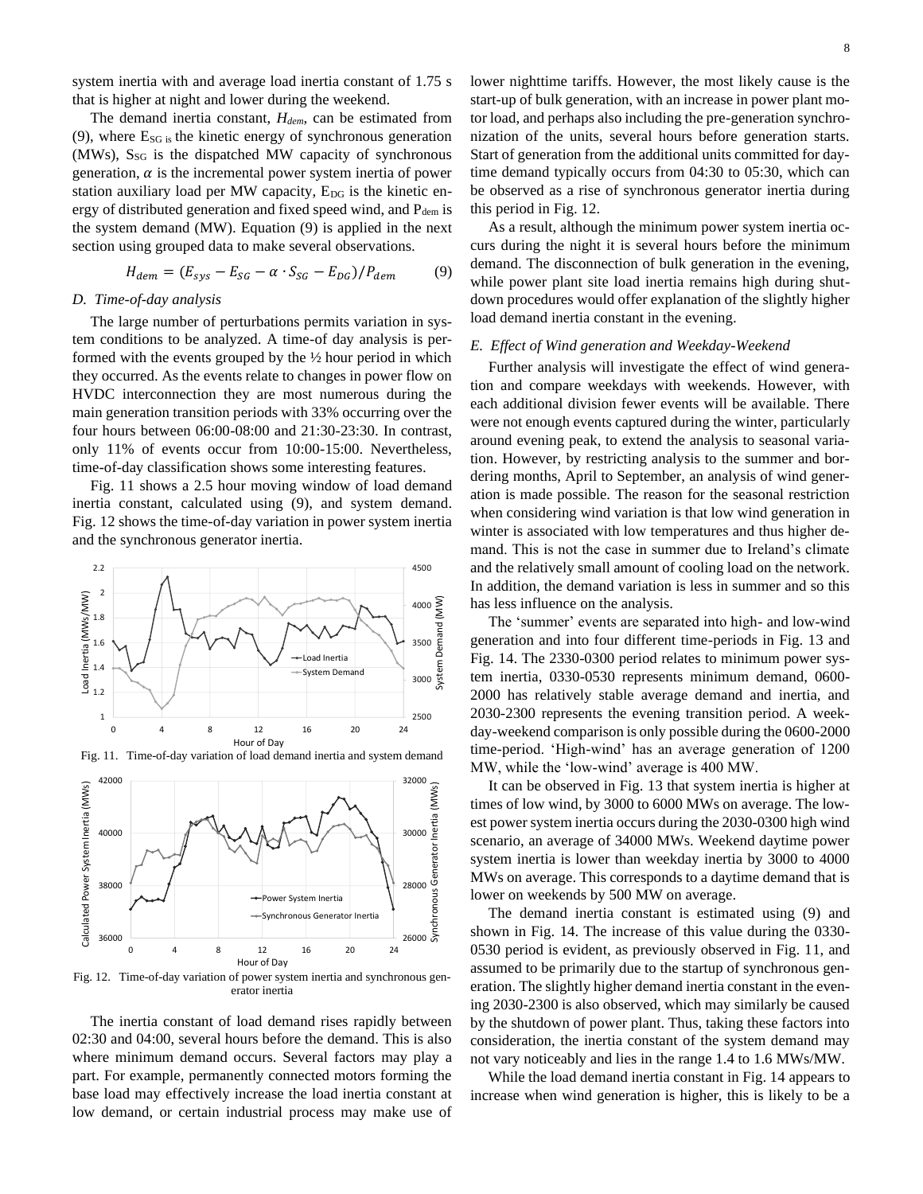system inertia with and average load inertia constant of 1.75 s that is higher at night and lower during the weekend.

The demand inertia constant, $H_{dem}$, can be estimated from (9), where $E_{SG}$ is the kinetic energy of synchronous generation (MWs), $S_{SG}$ is the dispatched MW capacity of synchronous generation, $\alpha$ is the incremental power system inertia of power station auxiliary load per MW capacity, $E_{DG}$ is the kinetic energy of distributed generation and fixed speed wind, and $P_{dem}$ is the system demand (MW). Equation (9) is applied in the next section using grouped data to make several observations.

$$H_{dem} = (E_{sys} - E_{SG} - \alpha \cdot S_{SG} - E_{DG})/P_{dem} \qquad (9)$$

### D. Time-of-day analysis

The large number of perturbations permits variation in system conditions to be analyzed. A time-of day analysis is performed with the events grouped by the ½ hour period in which they occurred. As the events relate to changes in power flow on HVDC interconnection they are most numerous during the main generation transition periods with 33% occurring over the four hours between 06:00-08:00 and 21:30-23:30. In contrast, only 11% of events occur from 10:00-15:00. Nevertheless, time-of-day classification shows some interesting features.

Fig. 11 shows a 2.5 hour moving window of load demand inertia constant, calculated using (9), and system demand. Fig. 12 shows the time-of-day variation in power system inertia and the synchronous generator inertia.

Fig. 11. Time-of-day variation of load demand inertia and system demand

Fig. 12. Time-of-day variation of power system inertia and synchronous generator inertia

The inertia constant of load demand rises rapidly between 02:30 and 04:00, several hours before the demand. This is also where minimum demand occurs. Several factors may play a part. For example, permanently connected motors forming the base load may effectively increase the load inertia constant at low demand, or certain industrial process may make use of lower nighttime tariffs. However, the most likely cause is the start-up of bulk generation, with an increase in power plant motor load, and perhaps also including the pre-generation synchronization of the units, several hours before generation starts. Start of generation from the additional units committed for daytime demand typically occurs from 04:30 to 05:30, which can be observed as a rise of synchronous generator inertia during this period in Fig. 12.

As a result, although the minimum power system inertia occurs during the night it is several hours before the minimum demand. The disconnection of bulk generation in the evening, while power plant site load inertia remains high during shutdown procedures would offer explanation of the slightly higher load demand inertia constant in the evening.

### E. Effect of Wind generation and Weekday-Weekend

Further analysis will investigate the effect of wind generation and compare weekdays with weekends. However, with each additional division fewer events will be available. There were not enough events captured during the winter, particularly around evening peak, to extend the analysis to seasonal variation. However, by restricting analysis to the summer and bordering months, April to September, an analysis of wind generation is made possible. The reason for the seasonal restriction when considering wind variation is that low wind generation in winter is associated with low temperatures and thus higher demand. This is not the case in summer due to Ireland's climate and the relatively small amount of cooling load on the network. In addition, the demand variation is less in summer and so this has less influence on the analysis.

The 'summer' events are separated into high- and low-wind generation and into four different time-periods in Fig. 13 and Fig. 14. The 2330-0300 period relates to minimum power system inertia, 0330-0530 represents minimum demand, 0600-2000 has relatively stable average demand and inertia, and 2030-2300 represents the evening transition period. A weekday-weekend comparison is only possible during the 0600-2000 time-period. 'High-wind' has an average generation of 1200 MW, while the 'low-wind' average is 400 MW.

It can be observed in Fig. 13 that system inertia is higher at times of low wind, by 3000 to 6000 MWs on average. The lowest power system inertia occurs during the 2030-0300 high wind scenario, an average of 34000 MWs. Weekend daytime power system inertia is lower than weekday inertia by 3000 to 4000 MWs on average. This corresponds to a daytime demand that is lower on weekends by 500 MW on average.

The demand inertia constant is estimated using (9) and shown in Fig. 14. The increase of this value during the 0330-0530 period is evident, as previously observed in Fig. 11, and assumed to be primarily due to the startup of synchronous generation. The slightly higher demand inertia constant in the evening 2030-2300 is also observed, which may similarly be caused by the shutdown of power plant. Thus, taking these factors into consideration, the inertia constant of the system demand may not vary noticeably and lies in the range 1.4 to 1.6 MWs/MW.

While the load demand inertia constant in Fig. 14 appears to increase when wind generation is higher, this is likely to be a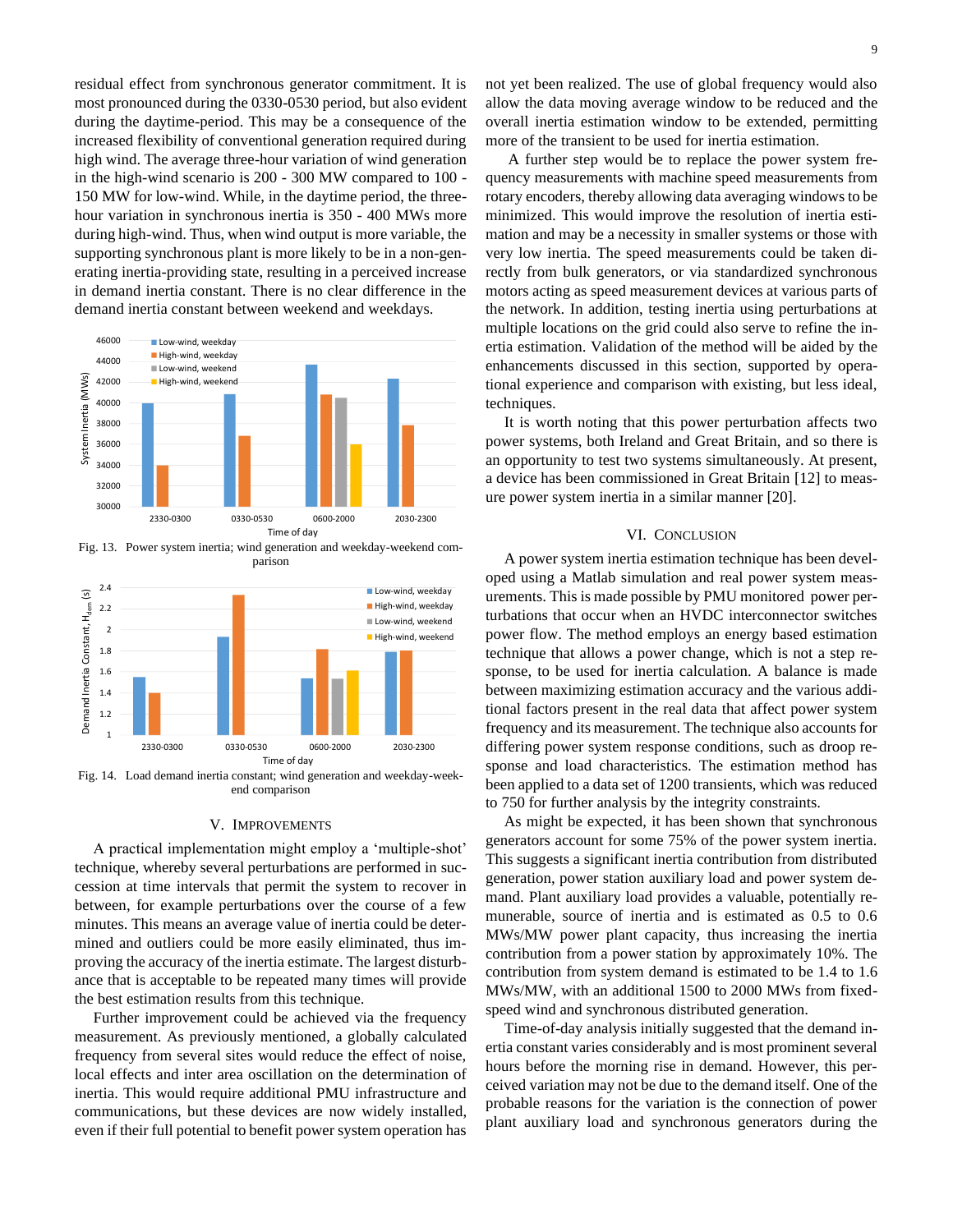residual effect from synchronous generator commitment. It is most pronounced during the 0330-0530 period, but also evident during the daytime-period. This may be a consequence of the increased flexibility of conventional generation required during high wind. The average three-hour variation of wind generation in the high-wind scenario is 200 - 300 MW compared to 100 - 150 MW for low-wind. While, in the daytime period, the three-hour variation in synchronous inertia is 350 - 400 MWs more during high-wind. Thus, when wind output is more variable, the supporting synchronous plant is more likely to be in a non-generating inertia-providing state, resulting in a perceived increase in demand inertia constant. There is no clear difference in the demand inertia constant between weekend and weekdays.

System Inertia (MWs)
46000
44000
42000
40000
38000
36000
34000
32000
30000
Low-wind, weekday
High-wind, weekday
Low-wind, weekend
High-wind, weekend
2330-0300
0330-0530
0600-2000
2030-2300
Time of day

Fig. 13. Power system inertia; wind generation and weekday-weekend comparison

Demand Inertia Constant, $H_{dem}$ (s)
2.4
2.2
2
1.8
1.6
1.4
1.2
1
Low-wind, weekday
High-wind, weekday
Low-wind, weekend
High-wind, weekend
2330-0300
0330-0530
0600-2000
2030-2300
Time of day

Fig. 14. Load demand inertia constant; wind generation and weekday-weekend comparison

## V. Improvements

A practical implementation might employ a 'multiple-shot' technique, whereby several perturbations are performed in succession at time intervals that permit the system to recover in between, for example perturbations over the course of a few minutes. This means an average value of inertia could be determined and outliers could be more easily eliminated, thus improving the accuracy of the inertia estimate. The largest disturbance that is acceptable to be repeated many times will provide the best estimation results from this technique.

Further improvement could be achieved via the frequency measurement. As previously mentioned, a globally calculated frequency from several sites would reduce the effect of noise, local effects and inter area oscillation on the determination of inertia. This would require additional PMU infrastructure and communications, but these devices are now widely installed, even if their full potential to benefit power system operation has not yet been realized. The use of global frequency would also allow the data moving average window to be reduced and the overall inertia estimation window to be extended, permitting more of the transient to be used for inertia estimation.

A further step would be to replace the power system frequency measurements with machine speed measurements from rotary encoders, thereby allowing data averaging windows to be minimized. This would improve the resolution of inertia estimation and may be a necessity in smaller systems or those with very low inertia. The speed measurements could be taken directly from bulk generators, or via standardized synchronous motors acting as speed measurement devices at various parts of the network. In addition, testing inertia using perturbations at multiple locations on the grid could also serve to refine the inertia estimation. Validation of the method will be aided by the enhancements discussed in this section, supported by operational experience and comparison with existing, but less ideal, techniques.

It is worth noting that this power perturbation affects two power systems, both Ireland and Great Britain, and so there is an opportunity to test two systems simultaneously. At present, a device has been commissioned in Great Britain [12] to measure power system inertia in a similar manner [20].

## VI. Conclusion

A power system inertia estimation technique has been developed using a Matlab simulation and real power system measurements. This is made possible by PMU monitored power perturbations that occur when an HVDC interconnector switches power flow. The method employs an energy based estimation technique that allows a power change, which is not a step response, to be used for inertia calculation. A balance is made between maximizing estimation accuracy and the various additional factors present in the real data that affect power system frequency and its measurement. The technique also accounts for differing power system response conditions, such as droop response and load characteristics. The estimation method has been applied to a data set of 1200 transients, which was reduced to 750 for further analysis by the integrity constraints.

As might be expected, it has been shown that synchronous generators account for some 75% of the power system inertia. This suggests a significant inertia contribution from distributed generation, power station auxiliary load and power system demand. Plant auxiliary load provides a valuable, potentially remunerable, source of inertia and is estimated as 0.5 to 0.6 MWs/MW power plant capacity, thus increasing the inertia contribution from a power station by approximately 10%. The contribution from system demand is estimated to be 1.4 to 1.6 MWs/MW, with an additional 1500 to 2000 MWs from fixed-speed wind and synchronous distributed generation.

Time-of-day analysis initially suggested that the demand inertia constant varies considerably and is most prominent several hours before the morning rise in demand. However, this perceived variation may not be due to the demand itself. One of the probable reasons for the variation is the connection of power plant auxiliary load and synchronous generators during the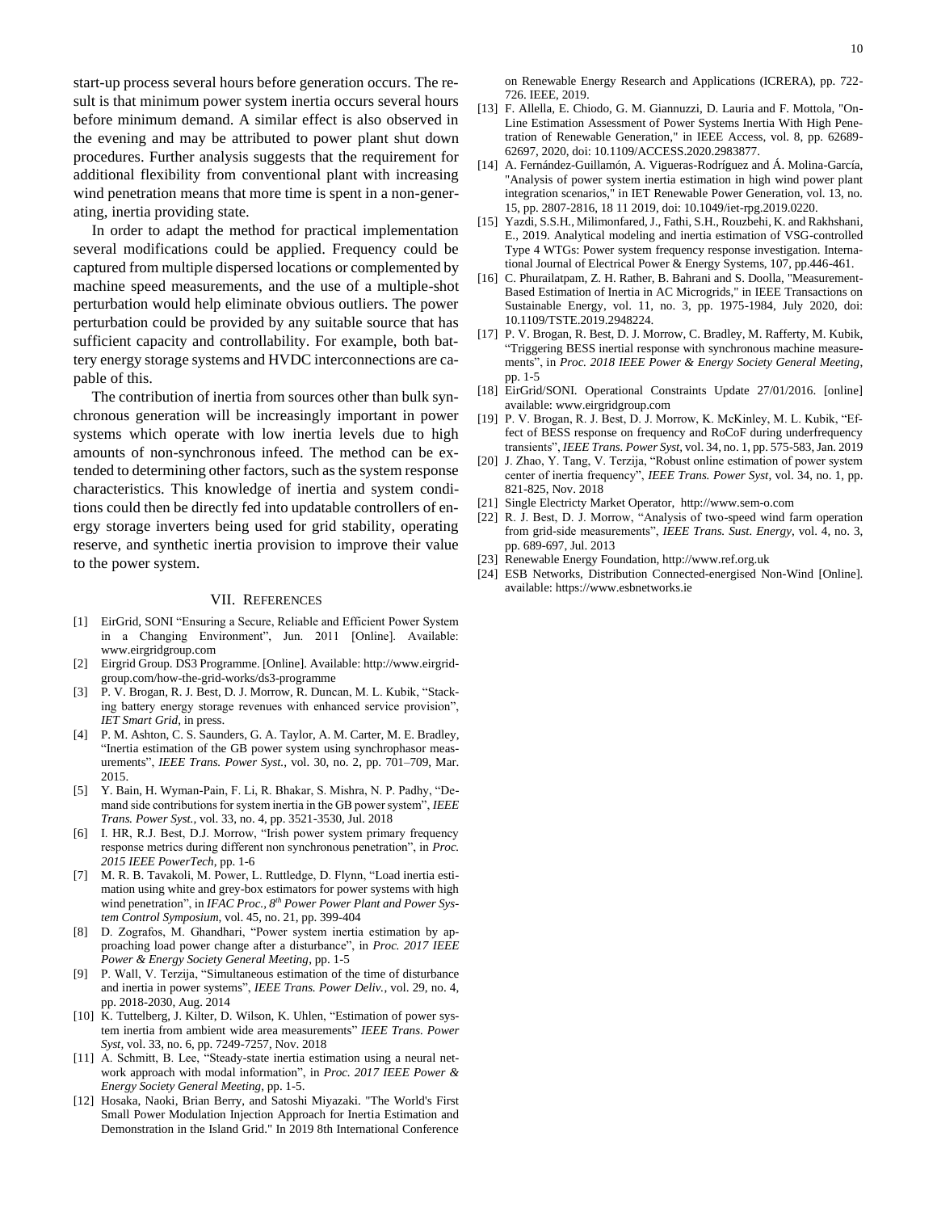start-up process several hours before generation occurs. The result is that minimum power system inertia occurs several hours before minimum demand. A similar effect is also observed in the evening and may be attributed to power plant shut down procedures. Further analysis suggests that the requirement for additional flexibility from conventional plant with increasing wind penetration means that more time is spent in a non-generating, inertia providing state.

In order to adapt the method for practical implementation several modifications could be applied. Frequency could be captured from multiple dispersed locations or complemented by machine speed measurements, and the use of a multiple-shot perturbation would help eliminate obvious outliers. The power perturbation could be provided by any suitable source that has sufficient capacity and controllability. For example, both battery energy storage systems and HVDC interconnections are capable of this.

The contribution of inertia from sources other than bulk synchronous generation will be increasingly important in power systems which operate with low inertia levels due to high amounts of non-synchronous infeed. The method can be extended to determining other factors, such as the system response characteristics. This knowledge of inertia and system conditions could then be directly fed into updatable controllers of energy storage inverters being used for grid stability, operating reserve, and synthetic inertia provision to improve their value to the power system.

## VII. References

[1] EirGrid, SONI "Ensuring a Secure, Reliable and Efficient Power System in a Changing Environment", Jun. 2011 [Online]. Available: www.eirgridgroup.com

[2] Eirgrid Group. DS3 Programme. [Online]. Available: http://www.eirgridgroup.com/how-the-grid-works/ds3-programme

[3] P. V. Brogan, R. J. Best, D. J. Morrow, R. Duncan, M. L. Kubik, "Stacking battery energy storage revenues with enhanced service provision", *IET Smart Grid*, in press.

[4] P. M. Ashton, C. S. Saunders, G. A. Taylor, A. M. Carter, M. E. Bradley, "Inertia estimation of the GB power system using synchrophasor measurements", *IEEE Trans. Power Syst.*, vol. 30, no. 2, pp. 701–709, Mar. 2015.

[5] Y. Bain, H. Wyman-Pain, F. Li, R. Bhakar, S. Mishra, N. P. Padhy, "Demand side contributions for system inertia in the GB power system", *IEEE Trans. Power Syst.*, vol. 33, no. 4, pp. 3521-3530, Jul. 2018

[6] I. HR, R.J. Best, D.J. Morrow, "Irish power system primary frequency response metrics during different non synchronous penetration", in *Proc. 2015 IEEE PowerTech*, pp. 1-6

[7] M. R. B. Tavakoli, M. Power, L. Ruttledge, D. Flynn, "Load inertia estimation using white and grey-box estimators for power systems with high wind penetration", in *IFAC Proc., 8th Power Power Plant and Power System Control Symposium*, vol. 45, no. 21, pp. 399-404

[8] D. Zografos, M. Ghandhari, "Power system inertia estimation by approaching load power change after a disturbance", in *Proc. 2017 IEEE Power & Energy Society General Meeting*, pp. 1-5

[9] P. Wall, V. Terzija, "Simultaneous estimation of the time of disturbance and inertia in power systems", *IEEE Trans. Power Deliv.*, vol. 29, no. 4, pp. 2018-2030, Aug. 2014

[10] K. Tuttelberg, J. Kilter, D. Wilson, K. Uhlen, "Estimation of power system inertia from ambient wide area measurements" *IEEE Trans. Power Syst*, vol. 33, no. 6, pp. 7249-7257, Nov. 2018

[11] A. Schmitt, B. Lee, "Steady-state inertia estimation using a neural network approach with modal information", in *Proc. 2017 IEEE Power & Energy Society General Meeting*, pp. 1-5.

[12] Hosaka, Naoki, Brian Berry, and Satoshi Miyazaki. "The World's First Small Power Modulation Injection Approach for Inertia Estimation and Demonstration in the Island Grid." In 2019 8th International Conference on Renewable Energy Research and Applications (ICRERA), pp. 722-726. IEEE, 2019.

[13] F. Allella, E. Chiodo, G. M. Giannuzzi, D. Lauria and F. Mottola, "On-Line Estimation Assessment of Power Systems Inertia With High Penetration of Renewable Generation," in IEEE Access, vol. 8, pp. 62689-62697, 2020, doi: 10.1109/ACCESS.2020.2983877.

[14] A. Fernández-Guillamón, A. Vigueras-Rodríguez and Á. Molina-García, "Analysis of power system inertia estimation in high wind power plant integration scenarios," in IET Renewable Power Generation, vol. 13, no. 15, pp. 2807-2816, 18 11 2019, doi: 10.1049/iet-rpg.2019.0220.

[15] Yazdi, S.S.H., Milimonfared, J., Fathi, S.H., Rouzbehi, K. and Rakhshani, E., 2019. Analytical modeling and inertia estimation of VSG-controlled Type 4 WTGs: Power system frequency response investigation. International Journal of Electrical Power & Energy Systems, 107, pp.446-461.

[16] C. Phurailatpam, Z. H. Rather, B. Bahrani and S. Doolla, "Measurement-Based Estimation of Inertia in AC Microgrids," in IEEE Transactions on Sustainable Energy, vol. 11, no. 3, pp. 1975-1984, July 2020, doi: 10.1109/TSTE.2019.2948224.

[17] P. V. Brogan, R. Best, D. J. Morrow, C. Bradley, M. Rafferty, M. Kubik, "Triggering BESS inertial response with synchronous machine measurements", in *Proc. 2018 IEEE Power & Energy Society General Meeting*, pp. 1-5

[18] EirGrid/SONI. Operational Constraints Update 27/01/2016. [online] available: www.eirgridgroup.com

[19] P. V. Brogan, R. J. Best, D. J. Morrow, K. McKinley, M. L. Kubik, "Effect of BESS response on frequency and RoCoF during underfrequency transients", *IEEE Trans. Power Syst*, vol. 34, no. 1, pp. 575-583, Jan. 2019

[20] J. Zhao, Y. Tang, V. Terzija, "Robust online estimation of power system center of inertia frequency", *IEEE Trans. Power Syst*, vol. 34, no. 1, pp. 821-825, Nov. 2018

[21] Single Electricty Market Operator, http://www.sem-o.com

[22] R. J. Best, D. J. Morrow, "Analysis of two-speed wind farm operation from grid-side measurements", *IEEE Trans. Sust. Energy*, vol. 4, no. 3, pp. 689-697, Jul. 2013

[23] Renewable Energy Foundation, http://www.ref.org.uk

[24] ESB Networks, Distribution Connected-energised Non-Wind [Online]. available: https://www.esbnetworks.ie